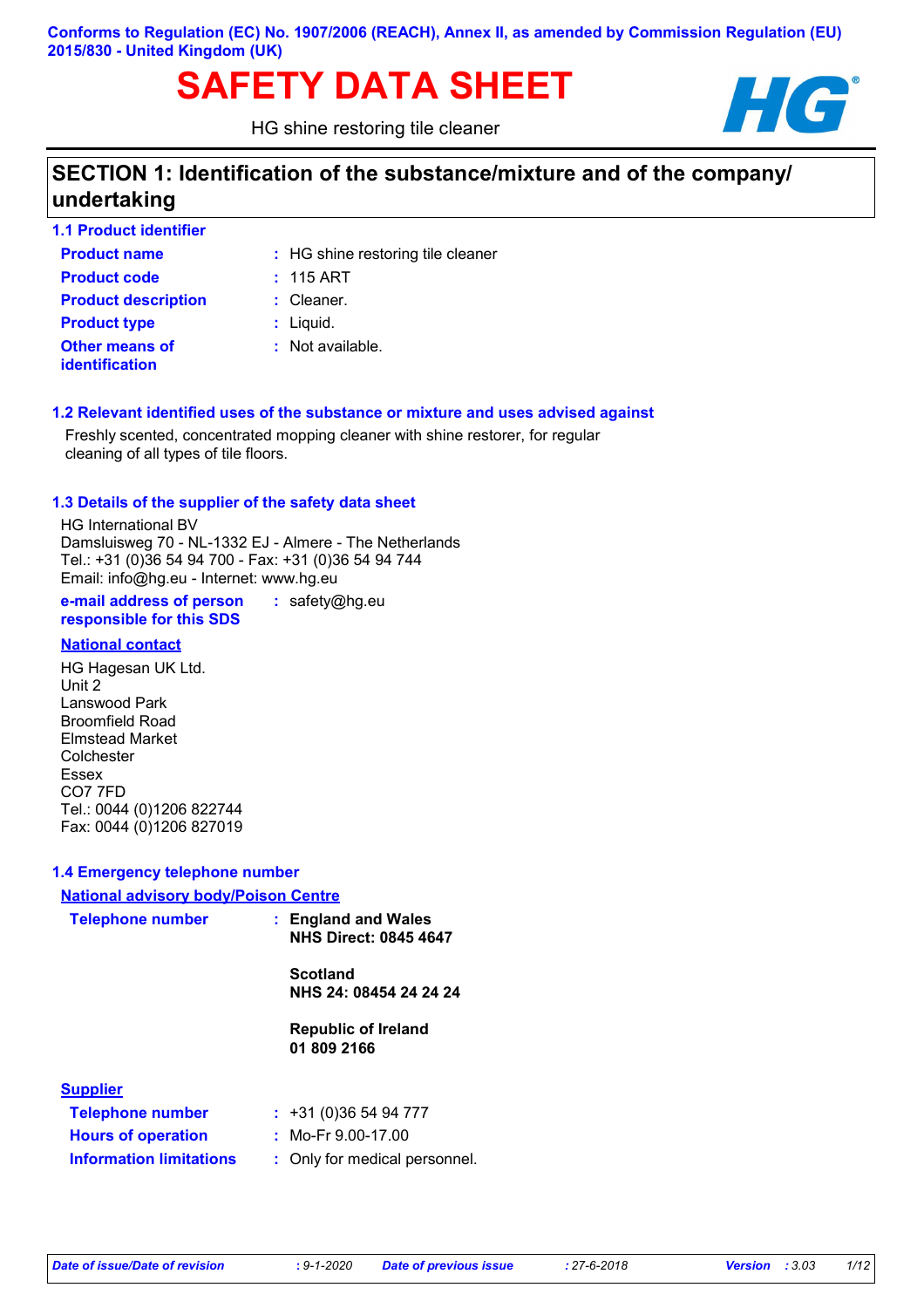Conforms to Regulation (EC) No. 1907/2006 (REACH), Annex II, as amended by Commission Regulation (EU) 2015/830 - United Kingdom (UK)

# SAFETY DATA SHEET

HG shine restoring tile cleaner

## SECTION 1: Identification of the substance/mixture and of the company/ undertaking

### 1.1 Product identifier

| | | |
|---|---|---|
| **Product name** | : | HG shine restoring tile cleaner |
| **Product code** | : | 115 ART |
| **Product description** | : | Cleaner. |
| **Product type** | : | Liquid. |
| **Other means of identification** | : | Not available. |

### 1.2 Relevant identified uses of the substance or mixture and uses advised against

Freshly scented, concentrated mopping cleaner with shine restorer, for regular cleaning of all types of tile floors.

### 1.3 Details of the supplier of the safety data sheet

HG International BV
Damsluisweg 70 - NL-1332 EJ - Almere - The Netherlands
Tel.: +31 (0)36 54 94 700 - Fax: +31 (0)36 54 94 744
Email: info@hg.eu - Internet: www.hg.eu

**e-mail address of person responsible for this SDS** : safety@hg.eu

**National contact**

HG Hagesan UK Ltd.
Unit 2
Lanswood Park
Broomfield Road
Elmstead Market
Colchester
Essex
CO7 7FD
Tel.: 0044 (0)1206 822744
Fax: 0044 (0)1206 827019

### 1.4 Emergency telephone number

**National advisory body/Poison Centre**

**Telephone number** :
**England and Wales**
**NHS Direct: 0845 4647**

**Scotland**
**NHS 24: 08454 24 24 24**

**Republic of Ireland**
**01 809 2166**

**Supplier**

| | | |
|---|---|---|
| **Telephone number** | : | +31 (0)36 54 94 777 |
| **Hours of operation** | : | Mo-Fr 9.00-17.00 |
| **Information limitations** | : | Only for medical personnel. |

*Date of issue/Date of revision* : 9-1-2020 *Date of previous issue* : 27-6-2018 *Version* : 3.03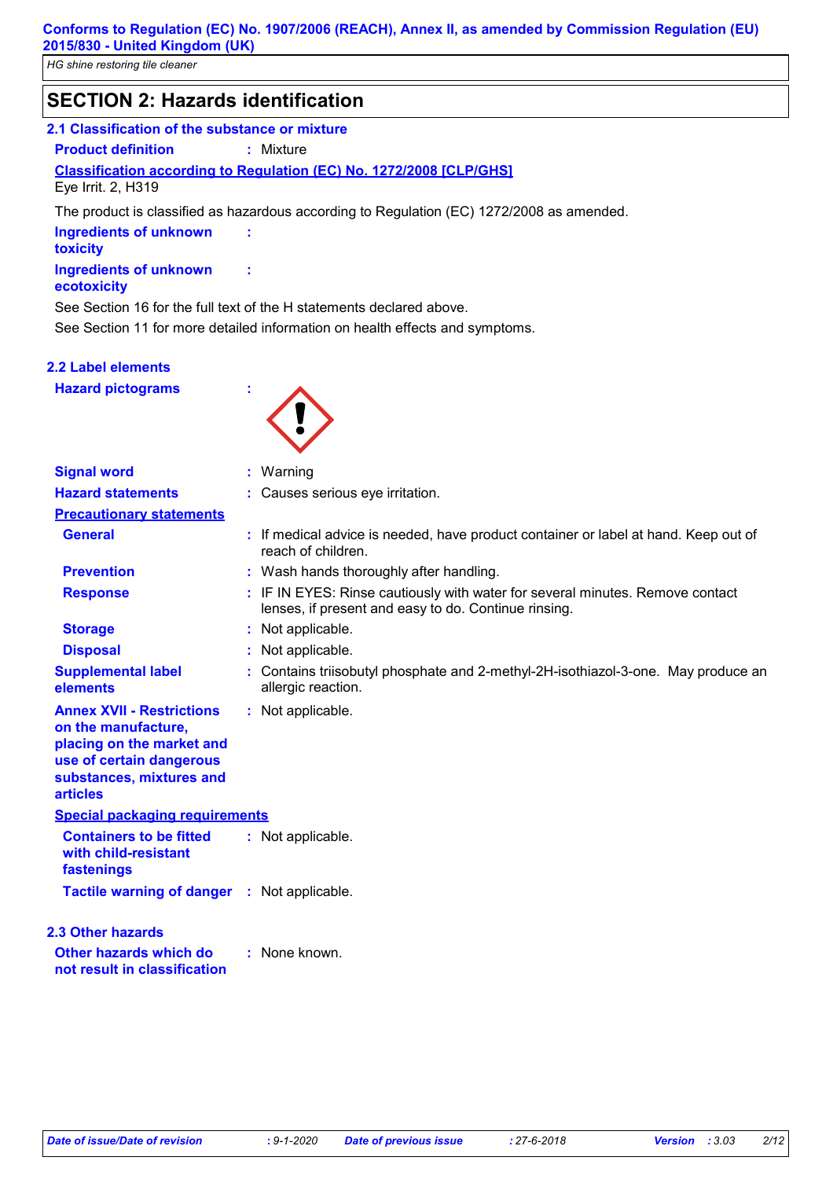## SECTION 2: Hazards identification

### 2.1 Classification of the substance or mixture

**Product definition** : Mixture

**Classification according to Regulation (EC) No. 1272/2008 [CLP/GHS]**

Eye Irrit. 2, H319

The product is classified as hazardous according to Regulation (EC) 1272/2008 as amended.

**Ingredients of unknown toxicity** :

**Ingredients of unknown ecotoxicity** :

See Section 16 for the full text of the H statements declared above.

See Section 11 for more detailed information on health effects and symptoms.

### 2.2 Label elements

**Hazard pictograms** :

**Signal word** : Warning

**Hazard statements** : Causes serious eye irritation.

**Precautionary statements**

**General** : If medical advice is needed, have product container or label at hand. Keep out of reach of children.

**Prevention** : Wash hands thoroughly after handling.

**Response** : IF IN EYES: Rinse cautiously with water for several minutes. Remove contact lenses, if present and easy to do. Continue rinsing.

**Storage** : Not applicable.

**Disposal** : Not applicable.

**Supplemental label elements** : Contains triisobutyl phosphate and 2-methyl-2H-isothiazol-3-one. May produce an allergic reaction.

**Annex XVII - Restrictions on the manufacture, placing on the market and use of certain dangerous substances, mixtures and articles** : Not applicable.

**Special packaging requirements**

**Containers to be fitted with child-resistant fastenings** : Not applicable.

**Tactile warning of danger** : Not applicable.

### 2.3 Other hazards

**Other hazards which do not result in classification** : None known.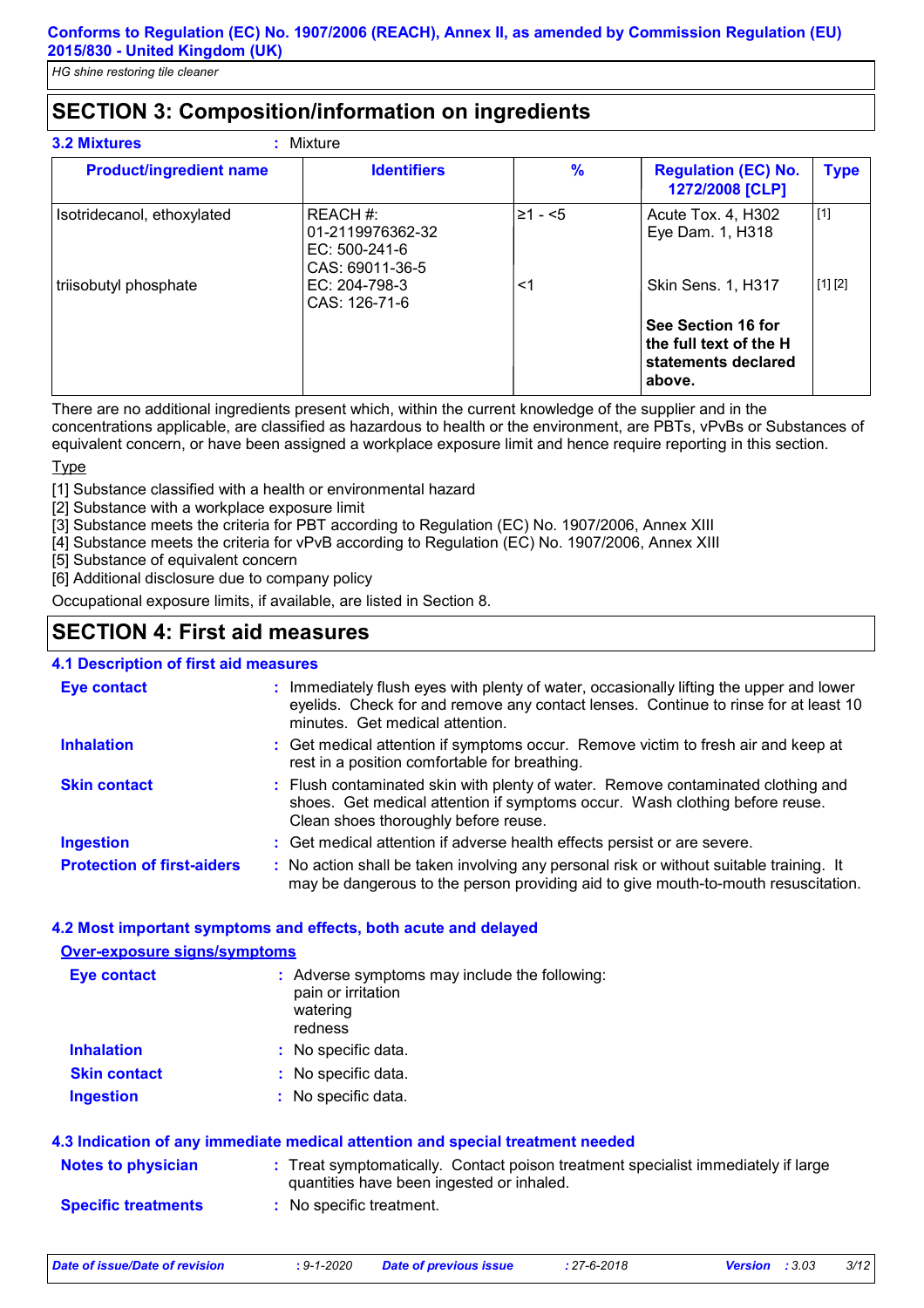## SECTION 3: Composition/information on ingredients

**3.2 Mixtures** : Mixture

| Product/ingredient name | Identifiers | % | Regulation (EC) No. 1272/2008 [CLP] | Type |
|---|---|---|---|---|
| Isotridecanol, ethoxylated | REACH #: 01-2119976362-32<br>EC: 500-241-6<br>CAS: 69011-36-5 | ≥1 - <5 | Acute Tox. 4, H302<br>Eye Dam. 1, H318 | [1] |
| triisobutyl phosphate | EC: 204-798-3<br>CAS: 126-71-6 | <1 | Skin Sens. 1, H317 | [1] [2] |
| | | | **See Section 16 for the full text of the H statements declared above.** | |

There are no additional ingredients present which, within the current knowledge of the supplier and in the concentrations applicable, are classified as hazardous to health or the environment, are PBTs, vPvBs or Substances of equivalent concern, or have been assigned a workplace exposure limit and hence require reporting in this section.

Type

[1] Substance classified with a health or environmental hazard
[2] Substance with a workplace exposure limit
[3] Substance meets the criteria for PBT according to Regulation (EC) No. 1907/2006, Annex XIII
[4] Substance meets the criteria for vPvB according to Regulation (EC) No. 1907/2006, Annex XIII
[5] Substance of equivalent concern
[6] Additional disclosure due to company policy

Occupational exposure limits, if available, are listed in Section 8.

## SECTION 4: First aid measures

### 4.1 Description of first aid measures

**Eye contact** : Immediately flush eyes with plenty of water, occasionally lifting the upper and lower eyelids. Check for and remove any contact lenses. Continue to rinse for at least 10 minutes. Get medical attention.

**Inhalation** : Get medical attention if symptoms occur. Remove victim to fresh air and keep at rest in a position comfortable for breathing.

**Skin contact** : Flush contaminated skin with plenty of water. Remove contaminated clothing and shoes. Get medical attention if symptoms occur. Wash clothing before reuse. Clean shoes thoroughly before reuse.

**Ingestion** : Get medical attention if adverse health effects persist or are severe.

**Protection of first-aiders** : No action shall be taken involving any personal risk or without suitable training. It may be dangerous to the person providing aid to give mouth-to-mouth resuscitation.

### 4.2 Most important symptoms and effects, both acute and delayed

**Over-exposure signs/symptoms**

**Eye contact** : Adverse symptoms may include the following:
pain or irritation
watering
redness

**Inhalation** : No specific data.

**Skin contact** : No specific data.

**Ingestion** : No specific data.

### 4.3 Indication of any immediate medical attention and special treatment needed

**Notes to physician** : Treat symptomatically. Contact poison treatment specialist immediately if large quantities have been ingested or inhaled.

**Specific treatments** : No specific treatment.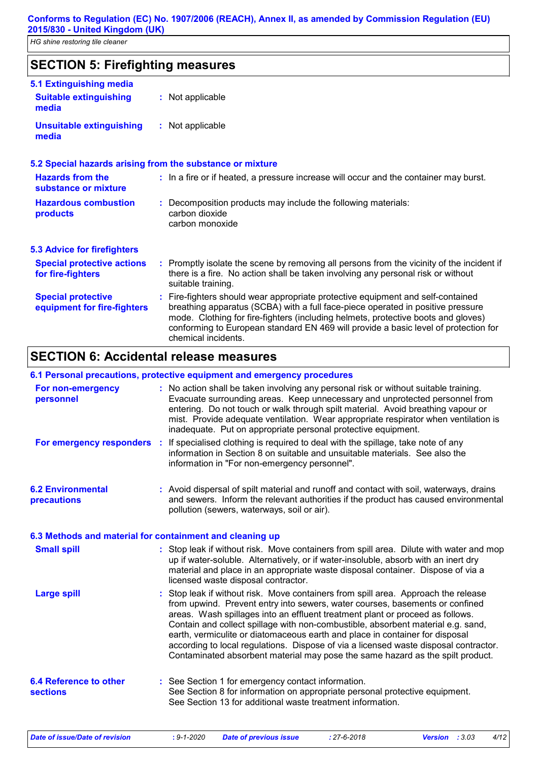## SECTION 5: Firefighting measures

### 5.1 Extinguishing media

**Suitable extinguishing media** : Not applicable

**Unsuitable extinguishing media** : Not applicable

### 5.2 Special hazards arising from the substance or mixture

**Hazards from the substance or mixture** : In a fire or if heated, a pressure increase will occur and the container may burst.

**Hazardous combustion products** : Decomposition products may include the following materials:
carbon dioxide
carbon monoxide

### 5.3 Advice for firefighters

**Special protective actions for fire-fighters** : Promptly isolate the scene by removing all persons from the vicinity of the incident if there is a fire. No action shall be taken involving any personal risk or without suitable training.

**Special protective equipment for fire-fighters** : Fire-fighters should wear appropriate protective equipment and self-contained breathing apparatus (SCBA) with a full face-piece operated in positive pressure mode. Clothing for fire-fighters (including helmets, protective boots and gloves) conforming to European standard EN 469 will provide a basic level of protection for chemical incidents.

## SECTION 6: Accidental release measures

### 6.1 Personal precautions, protective equipment and emergency procedures

**For non-emergency personnel** : No action shall be taken involving any personal risk or without suitable training. Evacuate surrounding areas. Keep unnecessary and unprotected personnel from entering. Do not touch or walk through spilt material. Avoid breathing vapour or mist. Provide adequate ventilation. Wear appropriate respirator when ventilation is inadequate. Put on appropriate personal protective equipment.

**For emergency responders** : If specialised clothing is required to deal with the spillage, take note of any information in Section 8 on suitable and unsuitable materials. See also the information in "For non-emergency personnel".

**6.2 Environmental precautions** : Avoid dispersal of spilt material and runoff and contact with soil, waterways, drains and sewers. Inform the relevant authorities if the product has caused environmental pollution (sewers, waterways, soil or air).

### 6.3 Methods and material for containment and cleaning up

**Small spill** : Stop leak if without risk. Move containers from spill area. Dilute with water and mop up if water-soluble. Alternatively, or if water-insoluble, absorb with an inert dry material and place in an appropriate waste disposal container. Dispose of via a licensed waste disposal contractor.

**Large spill** : Stop leak if without risk. Move containers from spill area. Approach the release from upwind. Prevent entry into sewers, water courses, basements or confined areas. Wash spillages into an effluent treatment plant or proceed as follows. Contain and collect spillage with non-combustible, absorbent material e.g. sand, earth, vermiculite or diatomaceous earth and place in container for disposal according to local regulations. Dispose of via a licensed waste disposal contractor. Contaminated absorbent material may pose the same hazard as the spilt product.

**6.4 Reference to other sections** : See Section 1 for emergency contact information.
See Section 8 for information on appropriate personal protective equipment.
See Section 13 for additional waste treatment information.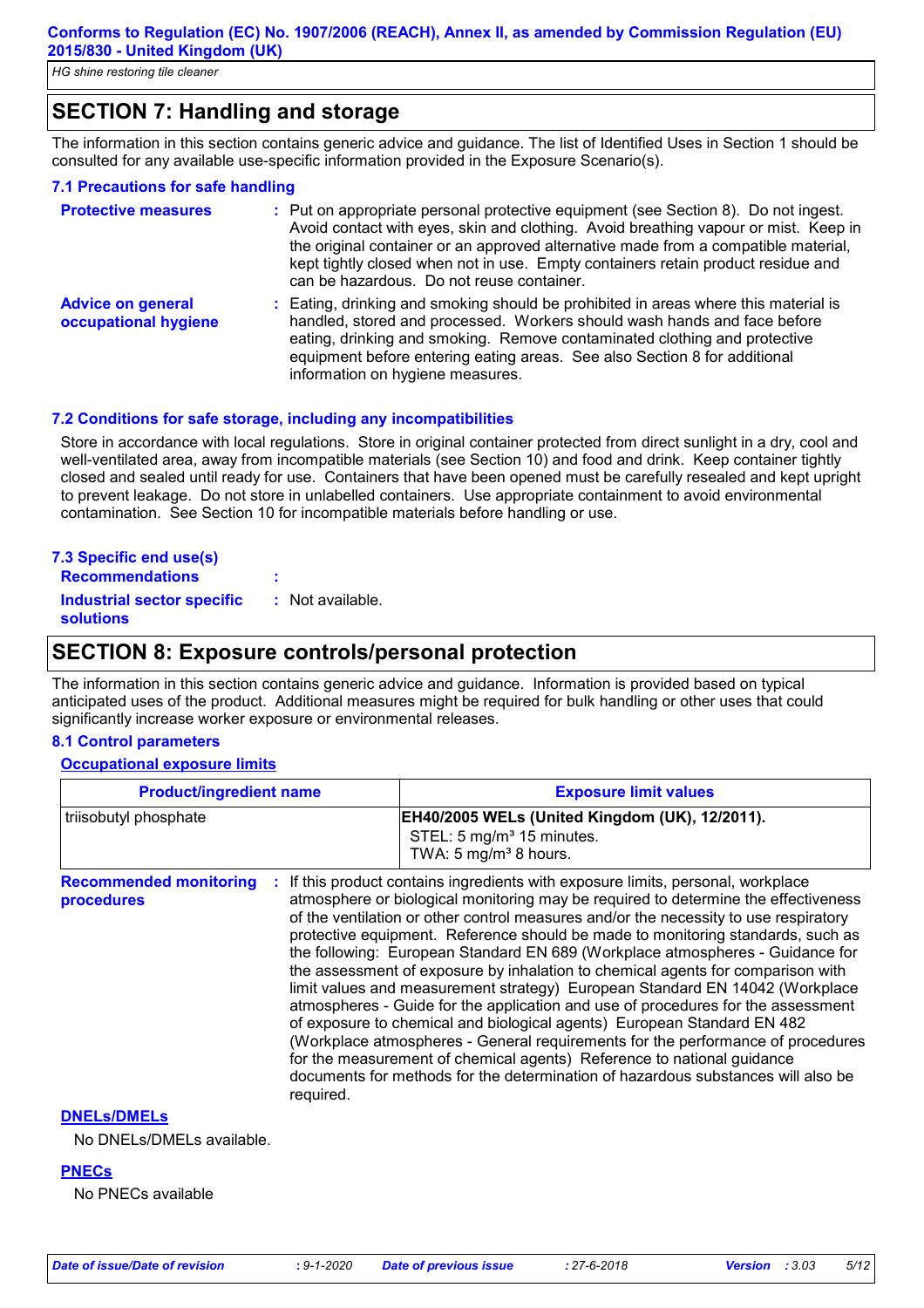## SECTION 7: Handling and storage

The information in this section contains generic advice and guidance. The list of Identified Uses in Section 1 should be consulted for any available use-specific information provided in the Exposure Scenario(s).

### 7.1 Precautions for safe handling

**Protective measures** : Put on appropriate personal protective equipment (see Section 8). Do not ingest. Avoid contact with eyes, skin and clothing. Avoid breathing vapour or mist. Keep in the original container or an approved alternative made from a compatible material, kept tightly closed when not in use. Empty containers retain product residue and can be hazardous. Do not reuse container.

**Advice on general occupational hygiene** : Eating, drinking and smoking should be prohibited in areas where this material is handled, stored and processed. Workers should wash hands and face before eating, drinking and smoking. Remove contaminated clothing and protective equipment before entering eating areas. See also Section 8 for additional information on hygiene measures.

### 7.2 Conditions for safe storage, including any incompatibilities

Store in accordance with local regulations. Store in original container protected from direct sunlight in a dry, cool and well-ventilated area, away from incompatible materials (see Section 10) and food and drink. Keep container tightly closed and sealed until ready for use. Containers that have been opened must be carefully resealed and kept upright to prevent leakage. Do not store in unlabelled containers. Use appropriate containment to avoid environmental contamination. See Section 10 for incompatible materials before handling or use.

### 7.3 Specific end use(s)

**Recommendations** :

**Industrial sector specific solutions** : Not available.

## SECTION 8: Exposure controls/personal protection

The information in this section contains generic advice and guidance. Information is provided based on typical anticipated uses of the product. Additional measures might be required for bulk handling or other uses that could significantly increase worker exposure or environmental releases.

### 8.1 Control parameters

**Occupational exposure limits**

| Product/ingredient name | Exposure limit values |
|---|---|
| triisobutyl phosphate | **EH40/2005 WELs (United Kingdom (UK), 12/2011).**<br>STEL: 5 mg/m³ 15 minutes.<br>TWA: 5 mg/m³ 8 hours. |

**Recommended monitoring procedures** : If this product contains ingredients with exposure limits, personal, workplace atmosphere or biological monitoring may be required to determine the effectiveness of the ventilation or other control measures and/or the necessity to use respiratory protective equipment. Reference should be made to monitoring standards, such as the following: European Standard EN 689 (Workplace atmospheres - Guidance for the assessment of exposure by inhalation to chemical agents for comparison with limit values and measurement strategy) European Standard EN 14042 (Workplace atmospheres - Guide for the application and use of procedures for the assessment of exposure to chemical and biological agents) European Standard EN 482 (Workplace atmospheres - General requirements for the performance of procedures for the measurement of chemical agents) Reference to national guidance documents for methods for the determination of hazardous substances will also be required.

**DNELs/DMELs**

No DNELs/DMELs available.

**PNECs**

No PNECs available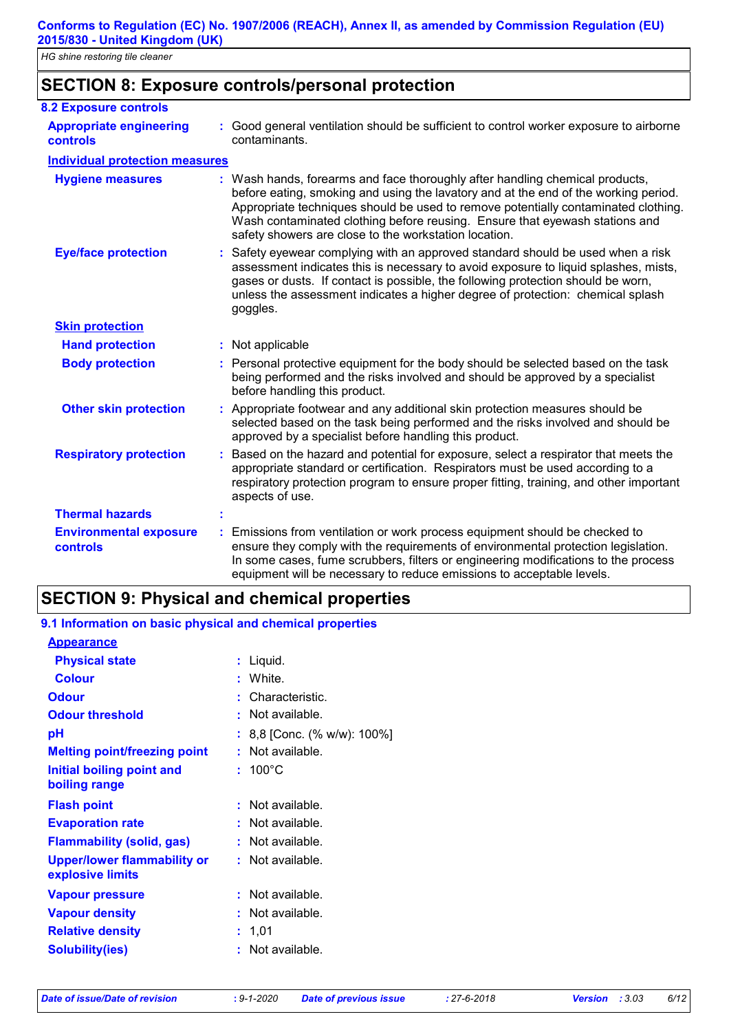## SECTION 8: Exposure controls/personal protection

### 8.2 Exposure controls

| | |
|---|---|
| **Appropriate engineering controls** | Good general ventilation should be sufficient to control worker exposure to airborne contaminants. |

**Individual protection measures**

| | |
|---|---|
| **Hygiene measures** | Wash hands, forearms and face thoroughly after handling chemical products, before eating, smoking and using the lavatory and at the end of the working period. Appropriate techniques should be used to remove potentially contaminated clothing. Wash contaminated clothing before reusing. Ensure that eyewash stations and safety showers are close to the workstation location. |
| **Eye/face protection** | Safety eyewear complying with an approved standard should be used when a risk assessment indicates this is necessary to avoid exposure to liquid splashes, mists, gases or dusts. If contact is possible, the following protection should be worn, unless the assessment indicates a higher degree of protection: chemical splash goggles. |

**Skin protection**

| | |
|---|---|
| **Hand protection** | Not applicable |
| **Body protection** | Personal protective equipment for the body should be selected based on the task being performed and the risks involved and should be approved by a specialist before handling this product. |
| **Other skin protection** | Appropriate footwear and any additional skin protection measures should be selected based on the task being performed and the risks involved and should be approved by a specialist before handling this product. |
| **Respiratory protection** | Based on the hazard and potential for exposure, select a respirator that meets the appropriate standard or certification. Respirators must be used according to a respiratory protection program to ensure proper fitting, training, and other important aspects of use. |
| **Thermal hazards** | |
| **Environmental exposure controls** | Emissions from ventilation or work process equipment should be checked to ensure they comply with the requirements of environmental protection legislation. In some cases, fume scrubbers, filters or engineering modifications to the process equipment will be necessary to reduce emissions to acceptable levels. |

## SECTION 9: Physical and chemical properties

### 9.1 Information on basic physical and chemical properties

**Appearance**

| | |
|---|---|
| **Physical state** | Liquid. |
| **Colour** | White. |
| **Odour** | Characteristic. |
| **Odour threshold** | Not available. |
| **pH** | 8,8 [Conc. (% w/w): 100%] |
| **Melting point/freezing point** | Not available. |
| **Initial boiling point and boiling range** | 100°C |
| **Flash point** | Not available. |
| **Evaporation rate** | Not available. |
| **Flammability (solid, gas)** | Not available. |
| **Upper/lower flammability or explosive limits** | Not available. |
| **Vapour pressure** | Not available. |
| **Vapour density** | Not available. |
| **Relative density** | 1,01 |
| **Solubility(ies)** | Not available. |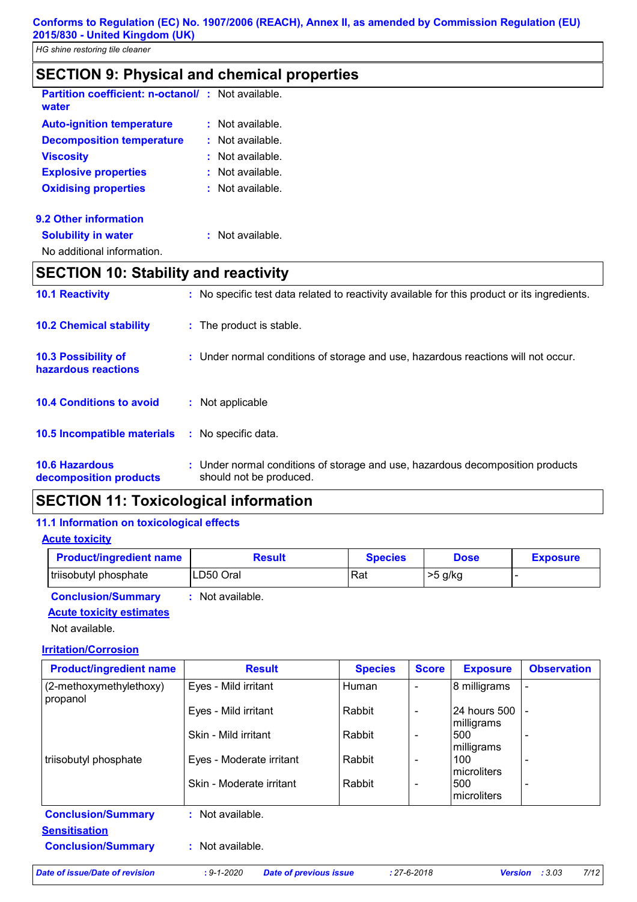## SECTION 9: Physical and chemical properties

**Partition coefficient: n-octanol/ water** : Not available.

**Auto-ignition temperature** : Not available.

**Decomposition temperature** : Not available.

**Viscosity** : Not available.

**Explosive properties** : Not available.

**Oxidising properties** : Not available.

### 9.2 Other information

**Solubility in water** : Not available.

No additional information.

## SECTION 10: Stability and reactivity

**10.1 Reactivity** : No specific test data related to reactivity available for this product or its ingredients.

**10.2 Chemical stability** : The product is stable.

**10.3 Possibility of hazardous reactions** : Under normal conditions of storage and use, hazardous reactions will not occur.

**10.4 Conditions to avoid** : Not applicable

**10.5 Incompatible materials** : No specific data.

**10.6 Hazardous decomposition products** : Under normal conditions of storage and use, hazardous decomposition products should not be produced.

## SECTION 11: Toxicological information

### 11.1 Information on toxicological effects

**Acute toxicity**

| Product/ingredient name | Result | Species | Dose | Exposure |
|---|---|---|---|---|
| triisobutyl phosphate | LD50 Oral | Rat | >5 g/kg | - |

**Conclusion/Summary** : Not available.

**Acute toxicity estimates**

Not available.

**Irritation/Corrosion**

| Product/ingredient name | Result | Species | Score | Exposure | Observation |
|---|---|---|---|---|---|
| (2-methoxymethylethoxy) propanol | Eyes - Mild irritant | Human | - | 8 milligrams | - |
| | Eyes - Mild irritant | Rabbit | - | 24 hours 500 milligrams | - |
| | Skin - Mild irritant | Rabbit | - | 500 milligrams | - |
| triisobutyl phosphate | Eyes - Moderate irritant | Rabbit | - | 100 microliters | - |
| | Skin - Moderate irritant | Rabbit | - | 500 microliters | - |

**Conclusion/Summary** : Not available.

**Sensitisation**

**Conclusion/Summary** : Not available.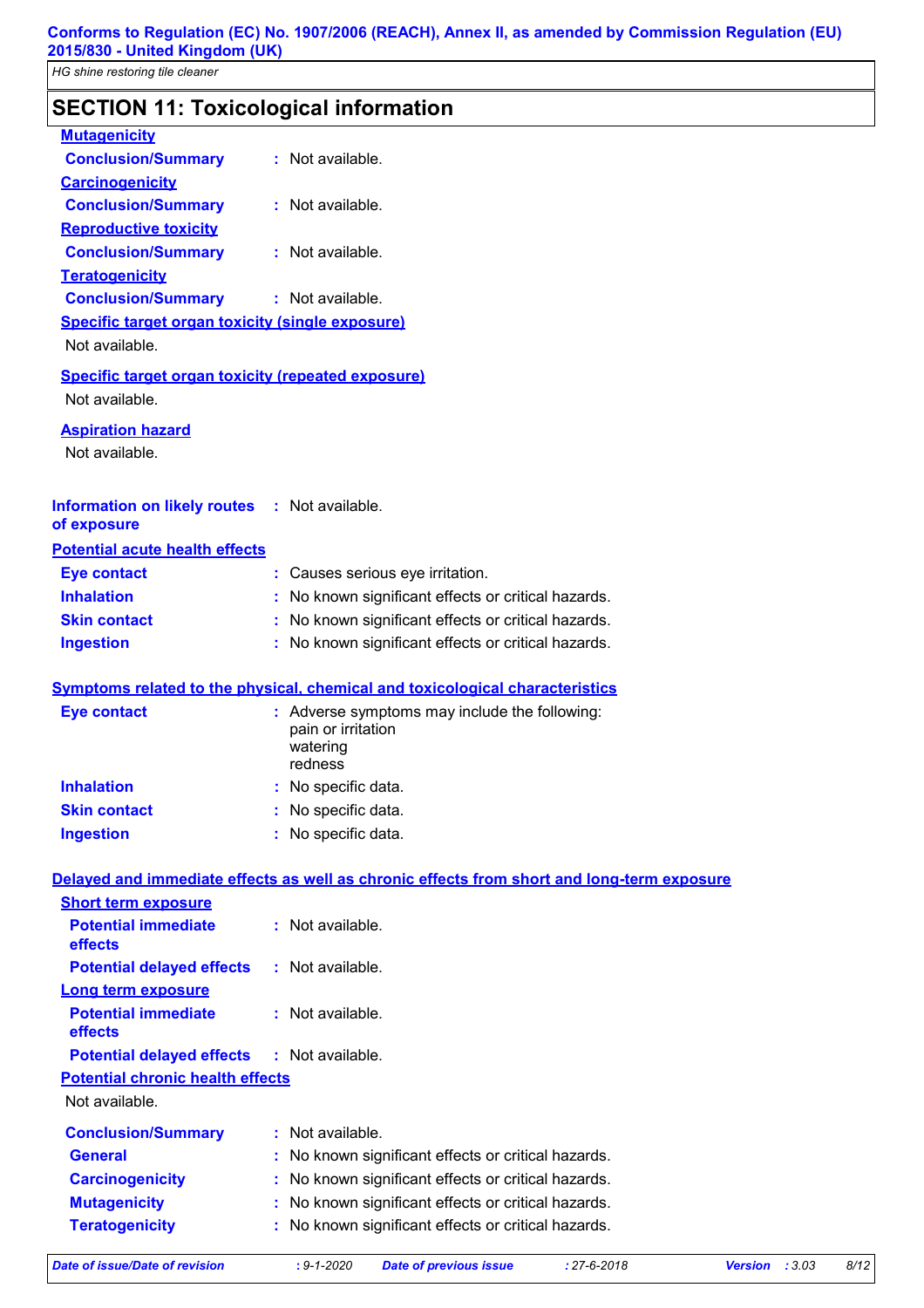## SECTION 11: Toxicological information

**Mutagenicity**

**Conclusion/Summary** : Not available.

**Carcinogenicity**

**Conclusion/Summary** : Not available.

**Reproductive toxicity**

**Conclusion/Summary** : Not available.

**Teratogenicity**

**Conclusion/Summary** : Not available.

**Specific target organ toxicity (single exposure)**

Not available.

**Specific target organ toxicity (repeated exposure)**

Not available.

**Aspiration hazard**

Not available.

**Information on likely routes of exposure** : Not available.

**Potential acute health effects**

| | |
|---|---|
| **Eye contact** | : Causes serious eye irritation. |
| **Inhalation** | : No known significant effects or critical hazards. |
| **Skin contact** | : No known significant effects or critical hazards. |
| **Ingestion** | : No known significant effects or critical hazards. |

**Symptoms related to the physical, chemical and toxicological characteristics**

| | |
|---|---|
| **Eye contact** | : Adverse symptoms may include the following: pain or irritation watering redness |
| **Inhalation** | : No specific data. |
| **Skin contact** | : No specific data. |
| **Ingestion** | : No specific data. |

**Delayed and immediate effects as well as chronic effects from short and long-term exposure**

**Short term exposure**

| | |
|---|---|
| **Potential immediate effects** | : Not available. |
| **Potential delayed effects** | : Not available. |

**Long term exposure**

| | |
|---|---|
| **Potential immediate effects** | : Not available. |
| **Potential delayed effects** | : Not available. |

**Potential chronic health effects**

Not available.

| | |
|---|---|
| **Conclusion/Summary** | : Not available. |
| **General** | : No known significant effects or critical hazards. |
| **Carcinogenicity** | : No known significant effects or critical hazards. |
| **Mutagenicity** | : No known significant effects or critical hazards. |
| **Teratogenicity** | : No known significant effects or critical hazards. |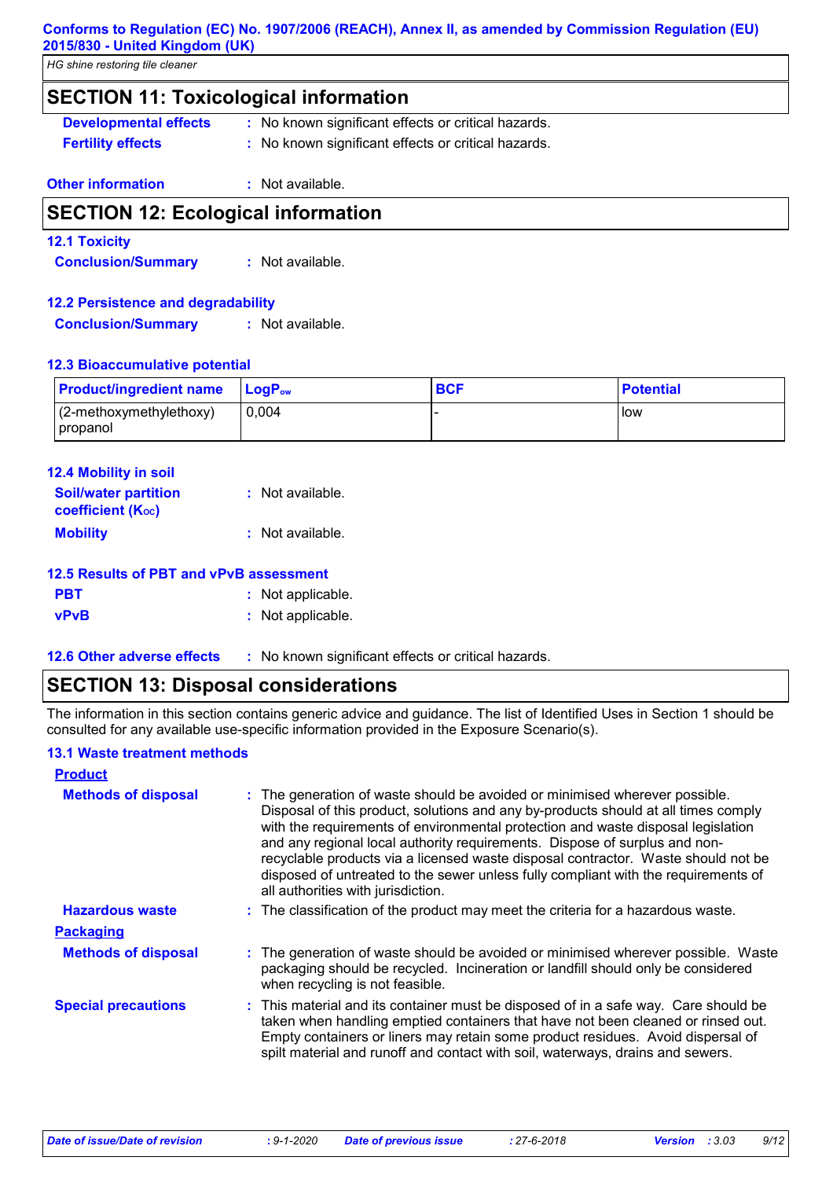## SECTION 11: Toxicological information

**Developmental effects** : No known significant effects or critical hazards.

**Fertility effects** : No known significant effects or critical hazards.

**Other information** : Not available.

## SECTION 12: Ecological information

### 12.1 Toxicity

**Conclusion/Summary** : Not available.

### 12.2 Persistence and degradability

**Conclusion/Summary** : Not available.

### 12.3 Bioaccumulative potential

| Product/ingredient name | $LogP_{ow}$ | BCF | Potential |
|---|---|---|---|
| (2-methoxymethylethoxy) propanol | 0,004 | - | low |

### 12.4 Mobility in soil

**Soil/water partition coefficient ($K_{OC}$)** : Not available.

**Mobility** : Not available.

### 12.5 Results of PBT and vPvB assessment

**PBT** : Not applicable.

**vPvB** : Not applicable.

### 12.6 Other adverse effects : No known significant effects or critical hazards.

## SECTION 13: Disposal considerations

The information in this section contains generic advice and guidance. The list of Identified Uses in Section 1 should be consulted for any available use-specific information provided in the Exposure Scenario(s).

### 13.1 Waste treatment methods

**Product**

**Methods of disposal** : The generation of waste should be avoided or minimised wherever possible. Disposal of this product, solutions and any by-products should at all times comply with the requirements of environmental protection and waste disposal legislation and any regional local authority requirements. Dispose of surplus and non-recyclable products via a licensed waste disposal contractor. Waste should not be disposed of untreated to the sewer unless fully compliant with the requirements of all authorities with jurisdiction.

**Hazardous waste** : The classification of the product may meet the criteria for a hazardous waste.

**Packaging**

**Methods of disposal** : The generation of waste should be avoided or minimised wherever possible. Waste packaging should be recycled. Incineration or landfill should only be considered when recycling is not feasible.

**Special precautions** : This material and its container must be disposed of in a safe way. Care should be taken when handling emptied containers that have not been cleaned or rinsed out. Empty containers or liners may retain some product residues. Avoid dispersal of spilt material and runoff and contact with soil, waterways, drains and sewers.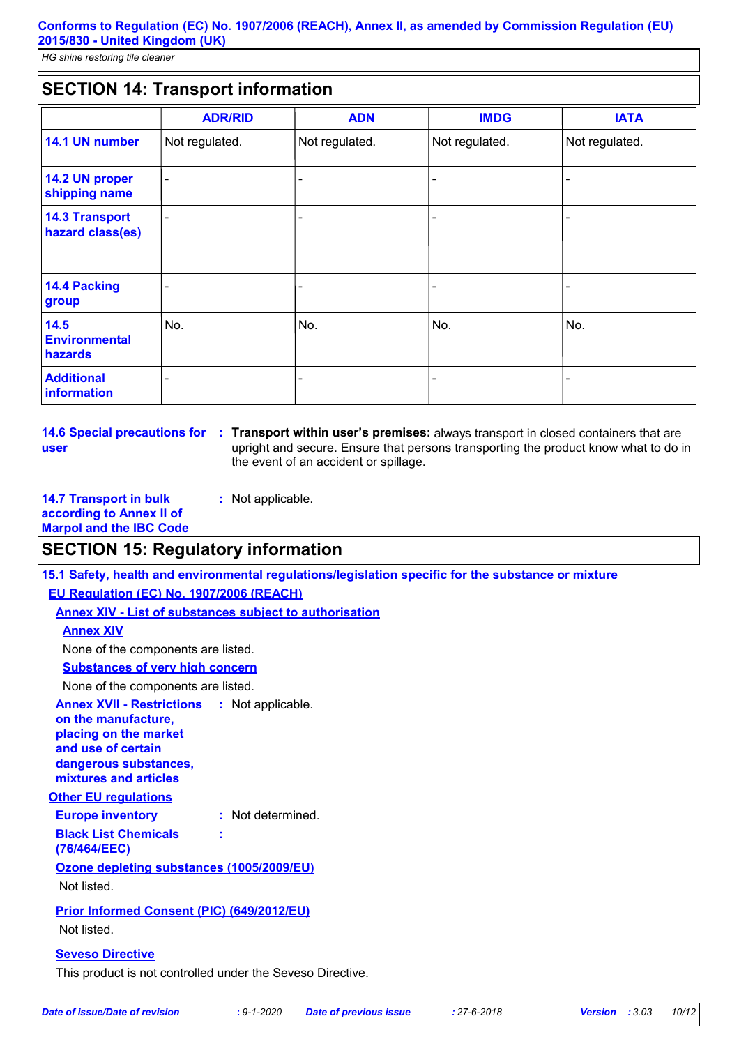## SECTION 14: Transport information

| | ADR/RID | ADN | IMDG | IATA |
|---|---|---|---|---|
| **14.1 UN number** | Not regulated. | Not regulated. | Not regulated. | Not regulated. |
| **14.2 UN proper shipping name** | - | - | - | - |
| **14.3 Transport hazard class(es)** | - | - | - | - |
| **14.4 Packing group** | - | - | - | - |
| **14.5 Environmental hazards** | No. | No. | No. | No. |
| **Additional information** | - | - | - | - |

**14.6 Special precautions for user** : **Transport within user's premises:** always transport in closed containers that are upright and secure. Ensure that persons transporting the product know what to do in the event of an accident or spillage.

**14.7 Transport in bulk according to Annex II of Marpol and the IBC Code** : Not applicable.

## SECTION 15: Regulatory information

### 15.1 Safety, health and environmental regulations/legislation specific for the substance or mixture

**EU Regulation (EC) No. 1907/2006 (REACH)**

**Annex XIV - List of substances subject to authorisation**

**Annex XIV**

None of the components are listed.

**Substances of very high concern**

None of the components are listed.

**Annex XVII - Restrictions on the manufacture, placing on the market and use of certain dangerous substances, mixtures and articles** : Not applicable.

**Other EU regulations**

**Europe inventory** : Not determined.

**Black List Chemicals (76/464/EEC)** :

**Ozone depleting substances (1005/2009/EU)**

Not listed.

**Prior Informed Consent (PIC) (649/2012/EU)**

Not listed.

**Seveso Directive**

This product is not controlled under the Seveso Directive.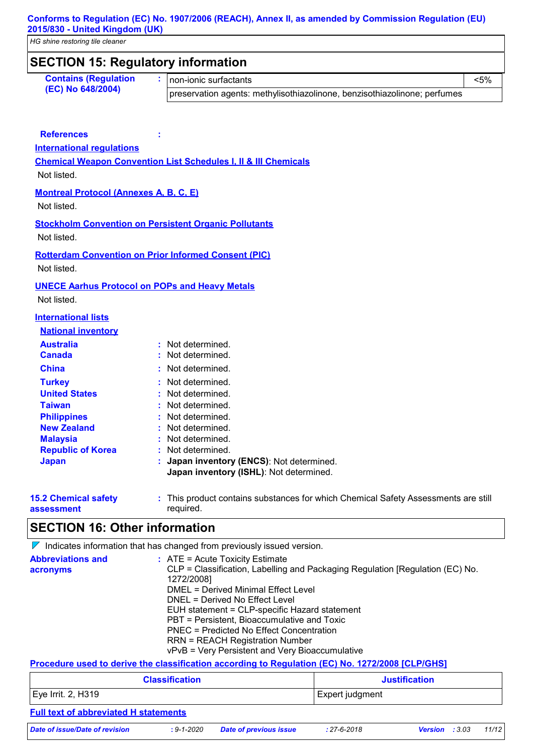## SECTION 15: Regulatory information

**Contains (Regulation (EC) No 648/2004)** :

| | |
|---|---|
| non-ionic surfactants | <5% |
| preservation agents: methylisothiazolinone, benzisothiazolinone; perfumes | |

**References** :

**International regulations**

**Chemical Weapon Convention List Schedules I, II & III Chemicals**

Not listed.

**Montreal Protocol (Annexes A, B, C, E)**

Not listed.

**Stockholm Convention on Persistent Organic Pollutants**

Not listed.

**Rotterdam Convention on Prior Informed Consent (PIC)**

Not listed.

**UNECE Aarhus Protocol on POPs and Heavy Metals**

Not listed.

**International lists**

**National inventory**

**Australia** : Not determined.
**Canada** : Not determined.
**China** : Not determined.
**Turkey** : Not determined.
**United States** : Not determined.
**Taiwan** : Not determined.
**Philippines** : Not determined.
**New Zealand** : Not determined.
**Malaysia** : Not determined.
**Republic of Korea** : Not determined.
**Japan** : **Japan inventory (ENCS)**: Not determined.
**Japan inventory (ISHL)**: Not determined.

**15.2 Chemical safety assessment** : This product contains substances for which Chemical Safety Assessments are still required.

## SECTION 16: Other information

Indicates information that has changed from previously issued version.

**Abbreviations and acronyms** :
ATE = Acute Toxicity Estimate
CLP = Classification, Labelling and Packaging Regulation [Regulation (EC) No. 1272/2008]
DMEL = Derived Minimal Effect Level
DNEL = Derived No Effect Level
EUH statement = CLP-specific Hazard statement
PBT = Persistent, Bioaccumulative and Toxic
PNEC = Predicted No Effect Concentration
RRN = REACH Registration Number
vPvB = Very Persistent and Very Bioaccumulative

**Procedure used to derive the classification according to Regulation (EC) No. 1272/2008 [CLP/GHS]**

| Classification | Justification |
|---|---|
| Eye Irrit. 2, H319 | Expert judgment |

**Full text of abbreviated H statements**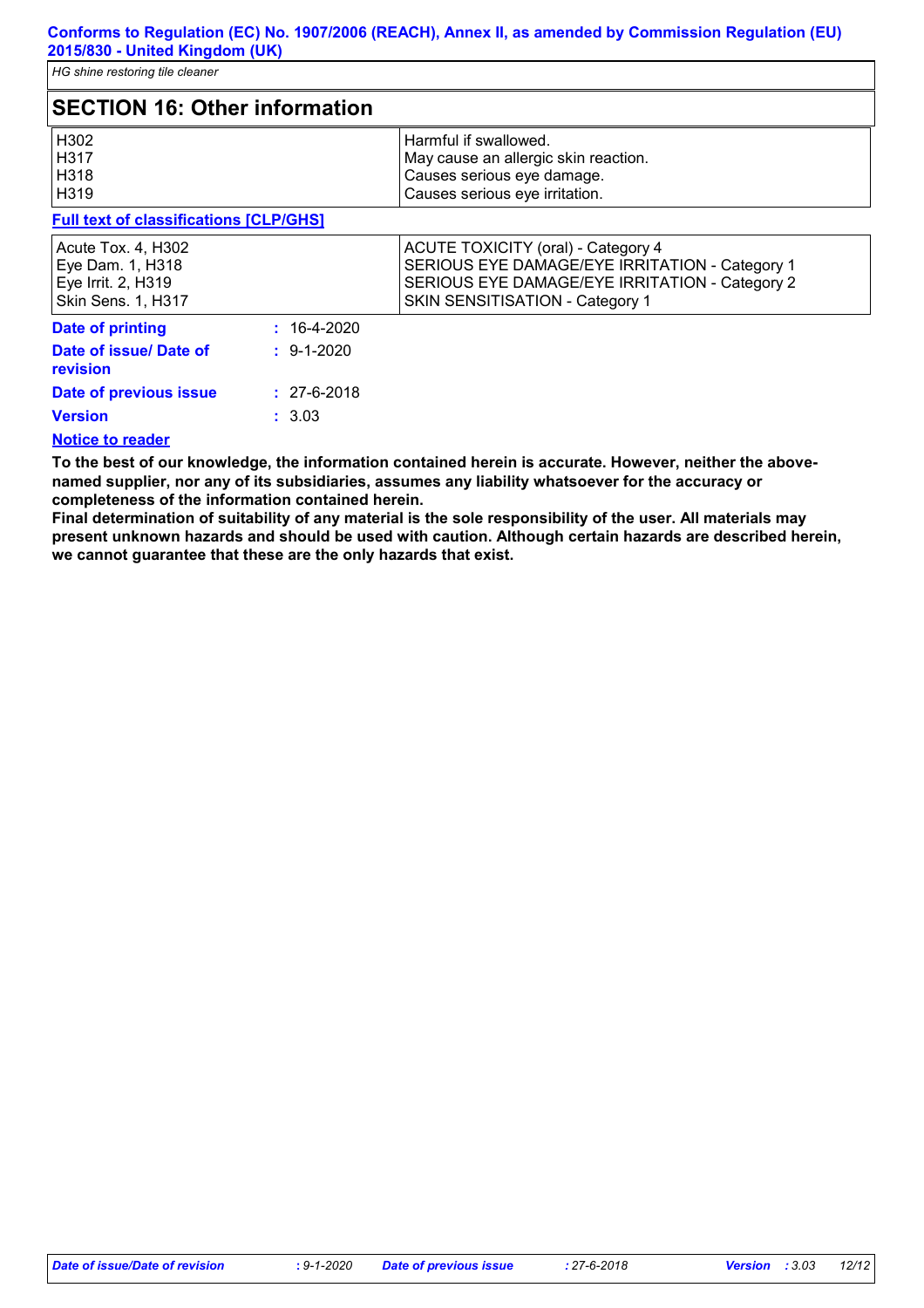## SECTION 16: Other information

| | |
|---|---|
| H302 | Harmful if swallowed. |
| H317 | May cause an allergic skin reaction. |
| H318 | Causes serious eye damage. |
| H319 | Causes serious eye irritation. |

**Full text of classifications [CLP/GHS]**

| | |
|---|---|
| Acute Tox. 4, H302 | ACUTE TOXICITY (oral) - Category 4 |
| Eye Dam. 1, H318 | SERIOUS EYE DAMAGE/EYE IRRITATION - Category 1 |
| Eye Irrit. 2, H319 | SERIOUS EYE DAMAGE/EYE IRRITATION - Category 2 |
| Skin Sens. 1, H317 | SKIN SENSITISATION - Category 1 |

**Date of printing** : 16-4-2020

**Date of issue/ Date of revision** : 9-1-2020

**Date of previous issue** : 27-6-2018

**Version** : 3.03

**Notice to reader**

**To the best of our knowledge, the information contained herein is accurate. However, neither the above-named supplier, nor any of its subsidiaries, assumes any liability whatsoever for the accuracy or completeness of the information contained herein.**

**Final determination of suitability of any material is the sole responsibility of the user. All materials may present unknown hazards and should be used with caution. Although certain hazards are described herein, we cannot guarantee that these are the only hazards that exist.**